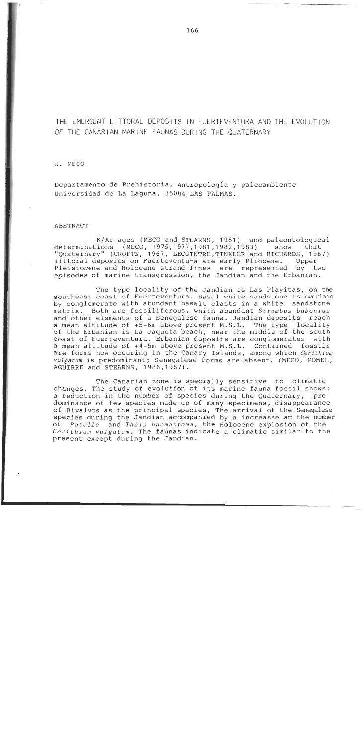# THE EMERGENT LITTORAL DEPOSITS IN FUERTEVENTURA AND THE EVOLUTION OF THE CANARIAN MARINE FAUNAS DURING THE QUATERNARY

J. MECO

Departamento de Prehistoria, Antropología y paleoambiente
Universidad de La Laguna, 35004 LAS PALMAS.

## ABSTRACT

K/Ar ages (MECO and STEARNS, 1981) and paleontological determinations (MECO, 1975,1977,1981,1982,1983) show that "Quaternary" (CROFTS, 1967, LECOINTRE,TINKLER and RICHARDS, 1967) littoral deposits on Fuerteventura are early Pliocene. Upper Pleistocene and Holocene strand lines are represented by two episodes of marine transgression, the Jandian and the Erbanian.

The type locality of the Jandian is Las Playitas, on the southeast coast of Fuerteventura. Basal white sandstone is overlain by conglomerate with abundant basalt clasts in a white sandstone matrix. Both are fossiliferous, whith abundant *Strombus bubonius* and other elements of a Senegalese fauna. Jandian deposits reach a mean altitude of +5-6m above present M.S.L. The type locality of the Erbanian is La Jaqueta beach, near the middle of the south coast of Fuerteventura. Erbanian deposits are conglomerates with a mean altitude of +4-5m above present M.S.L. Contained fossils are forms now occuring in the Canary Islands, among which *Cerithium vulgatum* is predominant; Senegalese forms are absent. (MECO, POMEL, AGUIRRE and STEARNS, 1986,1987).

The Canarian zone is specially sensitive to climatic changes. The study of evolution of its marine fauna fossil shows: a reduction in the number of species during the Quaternary, predominance of few species made up of many specimens, disappearance of Bivalvos as the principal species, The arrival of the Senegalese species during the Jandian accompanied by a increasse an the number of *Patella* and *Thais haemastoma*, the Holocene explosion of the *Cerithium vulgatum*. The faunas indicate a climatic similar to the present except during the Jandian.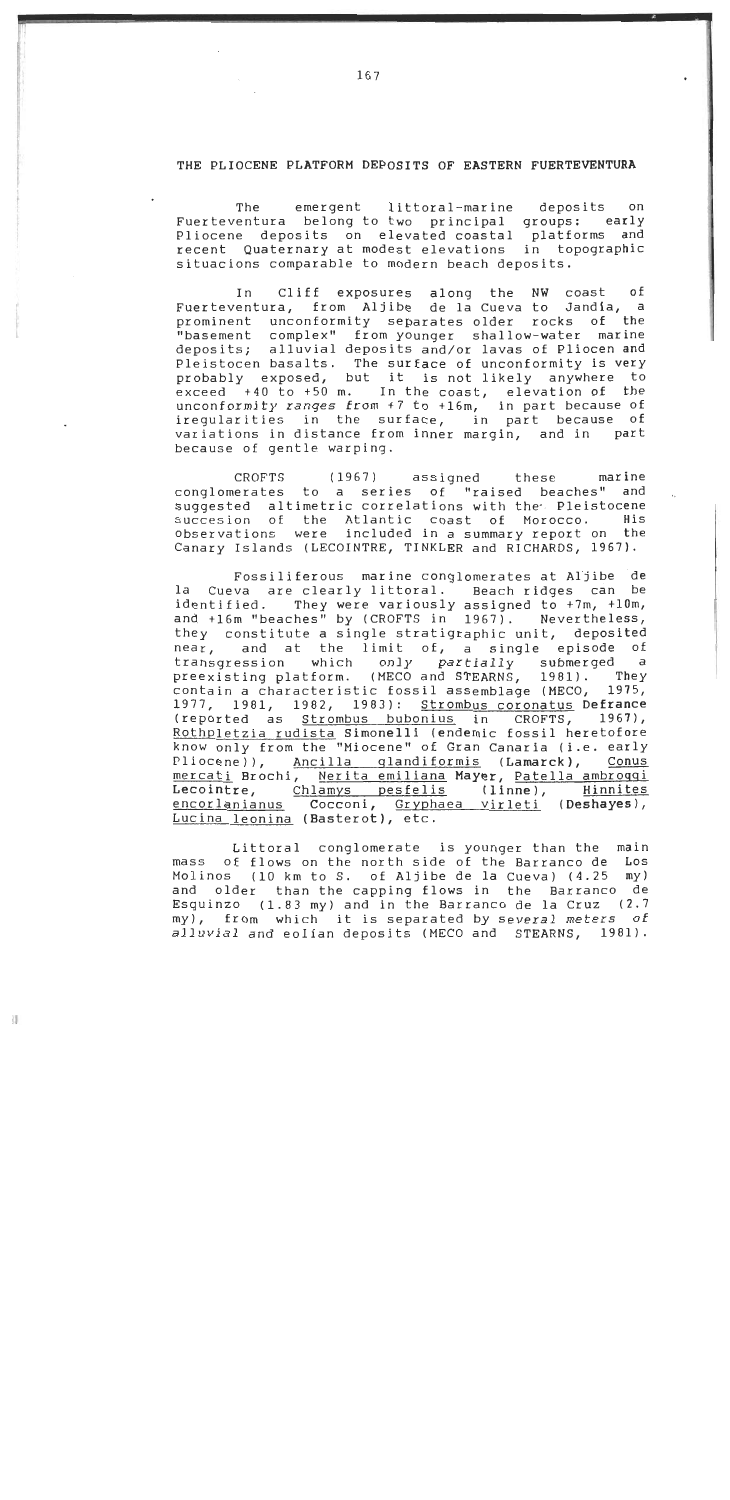## THE PLIOCENE PLATFORM DEPOSITS OF EASTERN FUERTEVENTURA

The emergent littoral-marine deposits on Fuerteventura belong to two principal groups: early Pliocene deposits on elevated coastal platforms and recent Quaternary at modest elevations in topographic situacions comparable to modern beach deposits.

In Cliff exposures along the NW coast of Fuerteventura, from Aljibe de la Cueva to Jandia, a prominent unconformity separates older rocks of the "basement complex" from younger shallow-water marine deposits; alluvial deposits and/or lavas of Pliocen and Pleistocen basalts. The surface of unconformity is very probably exposed, but it is not likely anywhere to exceed +40 to +50 m. In the coast, elevation of the unconformity ranges from +7 to +16m, in part because of iregularities in the surface, in part because of variations in distance from inner margin, and in part because of gentle warping.

CROFTS (1967) assigned these marine conglomerates to a series of "raised beaches" and suggested altimetric correlations with the Pleistocene succesion of the Atlantic coast of Morocco. His observations were included in a summary report on the Canary Islands (LECOINTRE, TINKLER and RICHARDS, 1967).

Fossiliferous marine conglomerates at Aljibe de la Cueva are clearly littoral. Beach ridges can be identified. They were variously assigned to +7m, +10m, and +16m "beaches" by (CROFTS in 1967). Nevertheless, they constitute a single stratigraphic unit, deposited near, and at the limit of, a single episode of transgression which *only partially* submerged a preexisting platform. (MECO and STEARNS, 1981). They contain a characteristic fossil assemblage (MECO, 1975, 1977, 1981, 1982, 1983): <u>Strombus coronatus</u> Defrance (reported as <u>Strombus bubonius</u> in CROFTS, 1967), <u>Rothpletzia rudista</u> Simonelli (endemic fossil heretofore know only from the "Miocene" of Gran Canaria (i.e. early Pliocene)), <u>Ancilla glandiformis</u> (Lamarck), <u>Conus mercati</u> Brochi, <u>Nerita emiliana</u> Mayer, <u>Patella ambroggi</u> Lecointre, <u>Chlamys pesfelis</u> (linne), <u>Hinnites encorlanianus</u> Cocconi, <u>Gryphaea virleti</u> (Deshayes), <u>Lucina leonina</u> (Basterot), etc.

Littoral conglomerate is younger than the main mass of flows on the north side of the Barranco de Los Molinos (10 km to S. of Aljibe de la Cueva) (4.25 my) and older than the capping flows in the Barranco de Esquinzo (1.83 my) and in the Barranco de la Cruz (2.7 my), from which it is separated by *several meters of alluvial and eolian deposits* (MECO and STEARNS, 1981).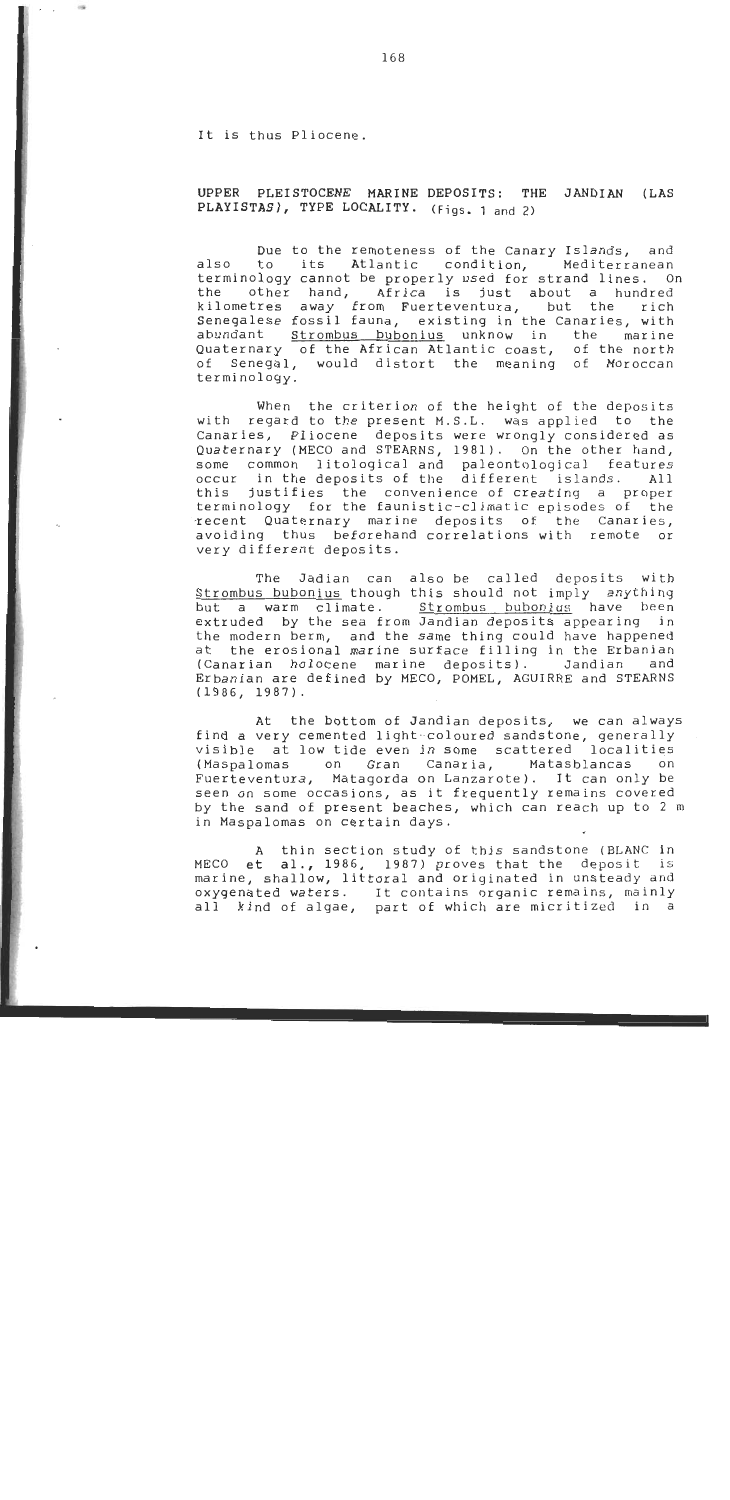It is thus Pliocene.

## UPPER PLEISTOCENE MARINE DEPOSITS: THE JANDIAN (LAS PLAYISTAS), TYPE LOCALITY. (Figs. 1 and 2)

Due to the remoteness of the Canary Islands, and also to its Atlantic condition, Mediterranean terminology cannot be properly used for strand lines. On the other hand, Africa is just about a hundred kilometres away from Fuerteventura, but the rich Senegalese fossil fauna, existing in the Canaries, with abundant Strombus bubonius unknow in the marine Quaternary of the African Atlantic coast, of the north of Senegal, would distort the meaning of Moroccan terminology.

When the criterion of the height of the deposits with regard to the present M.S.L. was applied to the Canaries, Pliocene deposits were wrongly considered as Quaternary (MECO and STEARNS, 1981). On the other hand, some common litological and paleontological features occur in the deposits of the different islands. All this justifies the convenience of creating a proper terminology for the faunistic-climatic episodes of the recent Quaternary marine deposits of the Canaries, avoiding thus beforehand correlations with remote or very different deposits.

The Jadian can also be called deposits with Strombus bubonius though this should not imply anything but a warm climate. Strombus bubonius have been extruded by the sea from Jandian deposits appearing in the modern berm, and the same thing could have happened at the erosional marine surface filling in the Erbanian (Canarian holocene marine deposits). Jandian and Erbanian are defined by MECO, POMEL, AGUIRRE and STEARNS (1986, 1987).

At the bottom of Jandian deposits, we can always find a very cemented light-coloured sandstone, generally visible at low tide even in some scattered localities (Maspalomas on Gran Canaria, Matasblancas on Fuerteventura, Matagorda on Lanzarote). It can only be seen on some occasions, as it frequently remains covered by the sand of present beaches, which can reach up to 2 m in Maspalomas on certain days.

A thin section study of this sandstone (BLANC in MECO et al., 1986, 1987) proves that the deposit is marine, shallow, littoral and originated in unsteady and oxygenated waters. It contains organic remains, mainly all kind of algae, part of which are micritized in a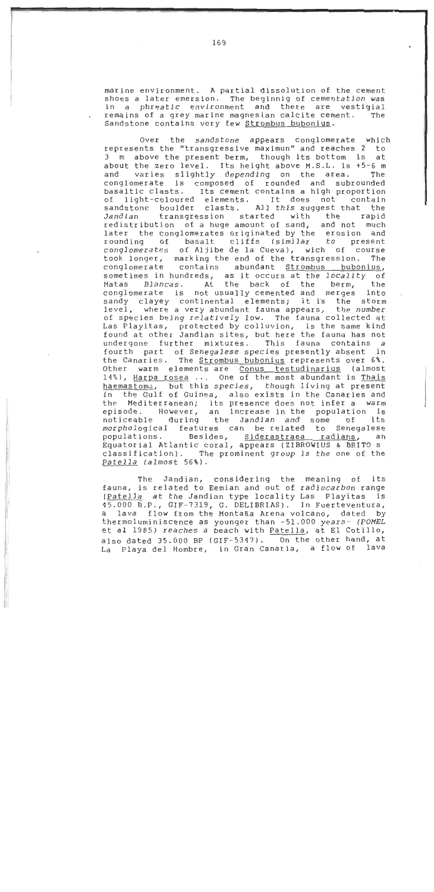marine environment. A partial dissolution of the cement shoes a later emersion. The beginnig of cementation was in a phreatic environment and there are vestigial remains of a grey marine magnesian calcite cement. The Sandstone contains very few Strombus bubonius.

Over the sandstone appears conglomerate which represents the "transgressive maximun" and reaches 2 to 3 m above the present berm, though its bottom is at about the zero level. Its height above M.S.L. is +5-6 m and varies slightly depending on the area. The conglomerate is composed of rounded and subrounded basaltic clasts. Its cement contains a high proportion of light-coloured elements. It does not contain sandstone boulder clasts. All this suggest that the Jandian transgression started with the rapid redistribution of a huge amount of sand, and not much later the conglomerates originated by the erosion and rounding of basalt cliffs (similar to present conglomerates of Aljibe de la Cueva), wich of course took longer, marking the end of the transgression. The conglomerate contains abundant Strombus bubonius, sometimes in hundreds, as it occurs at the locality of Matas Blancas. At the back of the berm, the conglomerate is not usually cemented and merges into sandy clayey continental elements; it is the storm level, where a very abundant fauna appears, the number of species being relatively low. The fauna collected at Las Playitas, protected by colluvion, is the same kind found at other Jandian sites, but here the fauna has not undergone further mixtures. This fauna contains a fourth part of Senegalese species presently absent in the Canaries. The Strombus bubonius represents over 6%. Other warm elements are Conus testudinarius (almost 14%), Harpa rosea ... One of the most abundant is Thais haemastoma, but this species, though living at present in the Gulf of Guinea, also exists in the Canaries and the Mediterranean; its presence does not infer a warm episode. However, an increase in the population is noticeable during the Jandian and some of its morphological features can be related to Senegalese populations. Besides, Siderastraea radians, an Equatorial Atlantic coral, appears (ZIBROWIUS & BRITO s classification). The prominent group is the one of the Patella (almost 56%).

The Jandian, considering the meaning of its fauna, is related to Eemian and out of radiocarbon range (Patella at the Jandian type locality Las Playitas is 45.000 B.P., GIF-7319, G. DELIBRIAS). In Fuerteventura, a lava flow from the Montaña Arena volcano, dated by thermoluminiscence as younger than -51.000 years- (POMEL et al 1985) reaches a beach with Patella, at El Cotillo, also dated 35.000 BP (GIF-5347). On the other hand, at La Playa del Hombre, in Gran Canaria, a flow of lava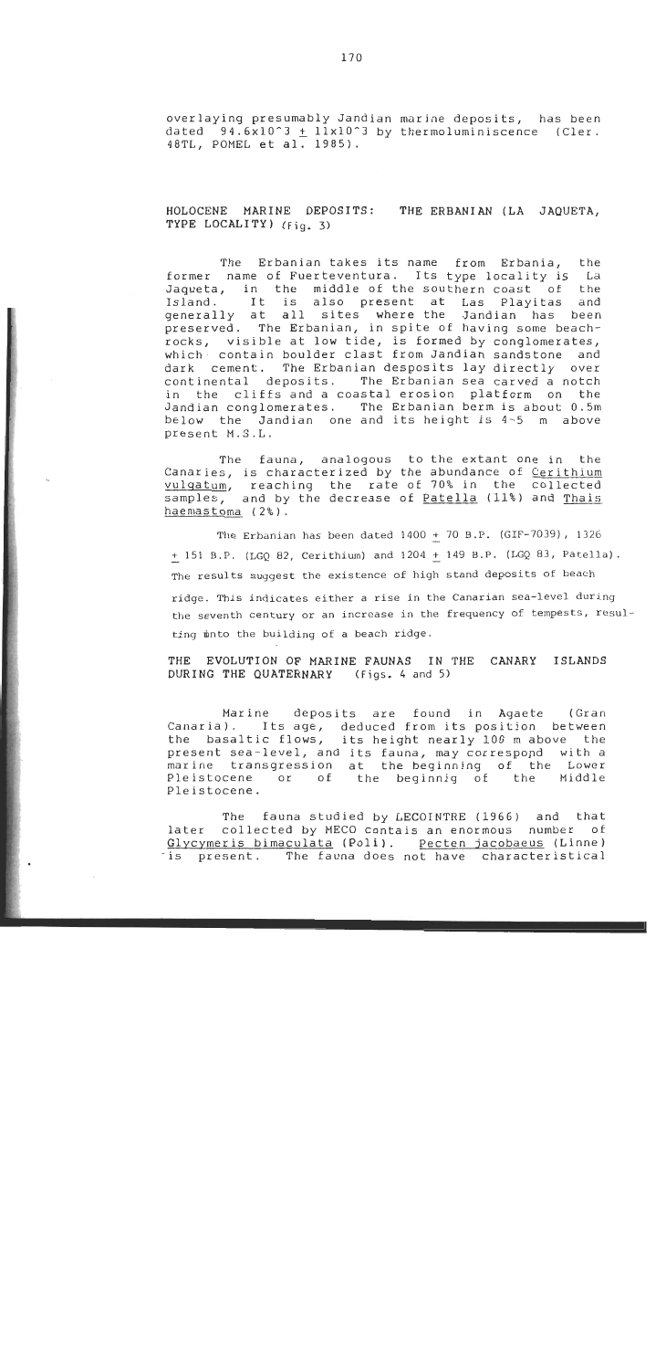overlaying presumably Jandian marine deposits, has been dated $94.6 \times 10^3 \pm 11 \times 10^3$ by thermoluminiscence (Cler. 48TL, POMEL et al. 1985).

## HOLOCENE MARINE DEPOSITS: THE ERBANIAN (LA JAQUETA, TYPE LOCALITY) (Fig. 3)

The Erbanian takes its name from Erbania, the former name of Fuerteventura. Its type locality is La Jaqueta, in the middle of the southern coast of the Island. It is also present at Las Playitas and generally at all sites where the Jandian has been preserved. The Erbanian, in spite of having some beach-rocks, visible at low tide, is formed by conglomerates, which contain boulder clast from Jandian sandstone and dark cement. The Erbanian desposits lay directly over continental deposits. The Erbanian sea carved a notch in the cliffs and a coastal erosion platform on the Jandian conglomerates. The Erbanian berm is about 0.5m below the Jandian one and its height is 4-5 m above present M.S.L.

The fauna, analogous to the extant one in the Canaries, is characterized by the abundance of *Cerithium vulgatum*, reaching the rate of 70% in the collected samples, and by the decrease of *Patella* (11%) and *Thais haemastoma* (2%).

The Erbanian has been dated 1400 ± 70 B.P. (GIF-7039), 1326 ± 151 B.P. (LGQ 82, Cerithium) and 1204 ± 149 B.P. (LGQ 83, Patella). The results suggest the existence of high stand deposits of beach ridge. This indicates either a rise in the Canarian sea-level during the seventh century or an increase in the frequency of tempests, resulting into the building of a beach ridge.

## THE EVOLUTION OF MARINE FAUNAS IN THE CANARY ISLANDS DURING THE QUATERNARY (Figs. 4 and 5)

Marine deposits are found in Agaete (Gran Canaria). Its age, deduced from its position between the basaltic flows, its height nearly 100 m above the present sea-level, and its fauna, may correspond with a marine transgression at the beginning of the Lower Pleistocene or of the beginnig of the Middle Pleistocene.

The fauna studied by LECOINTRE (1966) and that later collected by MECO contais an enormous number of *Glycymeris bimaculata* (Poli). *Pecten jacobaeus* (Linne) is present. The fauna does not have characteristical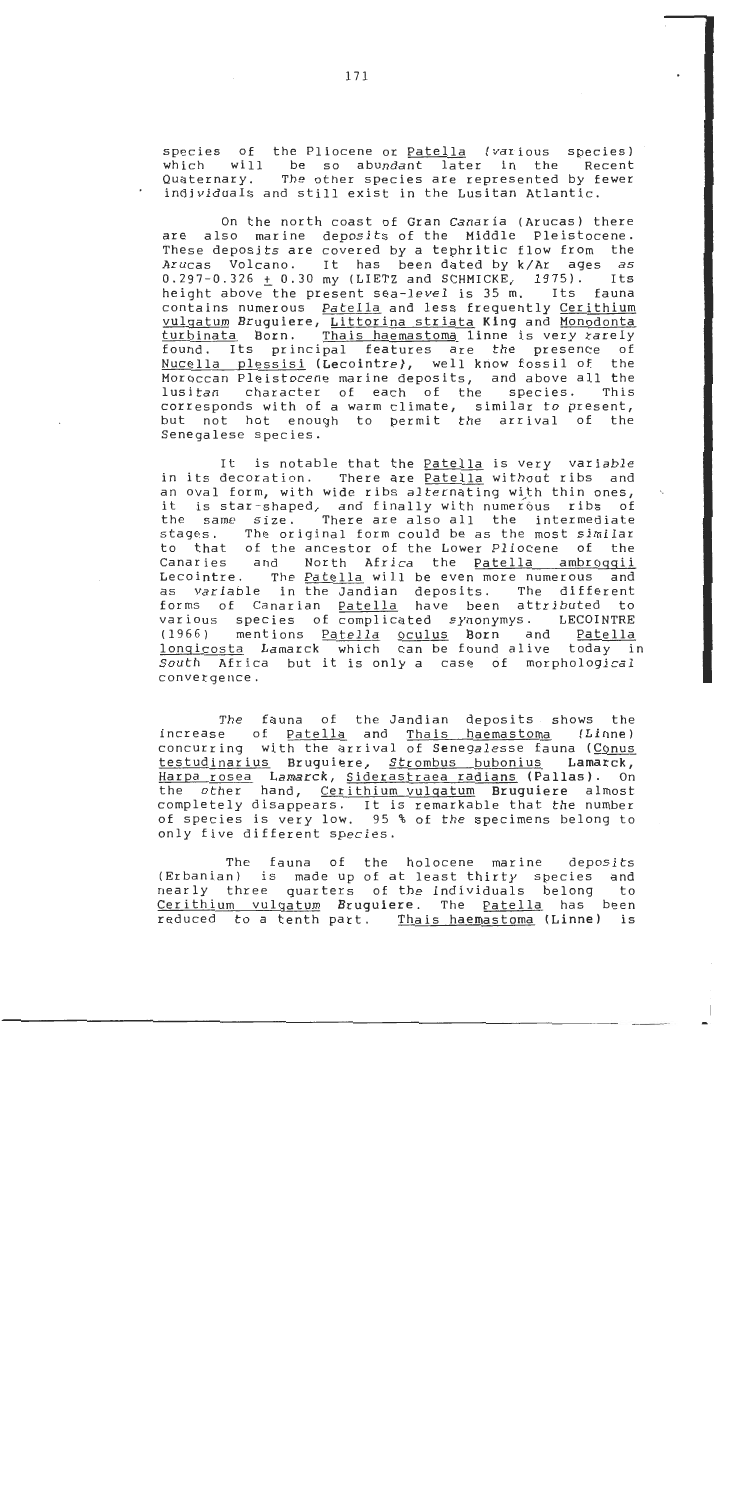species of the Pliocene or Patella (various species) which will be so abundant later in the Recent Quaternary. The other species are represented by fewer individuals and still exist in the Lusitan Atlantic.

On the north coast of Gran Canaria (Arucas) there are also marine deposits of the Middle Pleistocene. These deposits are covered by a tephritic flow from the Arucas Volcano. It has been dated by k/Ar ages as 0.297-0.326 ± 0.30 my (LIETZ and SCHMICKE, 1975). Its height above the present sea-level is 35 m. Its fauna contains numerous Patella and less frequently Cerithium vulgatum Bruguiere, Littorina striata King and Monodonta turbinata Born. Thais haemastoma linne is very rarely found. Its principal features are the presence of Nucella plessisi (Lecointre), well know fossil of the Moroccan Pleistocene marine deposits, and above all the lusitan character of each of the species. This corresponds with of a warm climate, similar to present, but not hot enough to permit the arrival of the Senegalese species.

It is notable that the Patella is very variable in its decoration. There are Patella without ribs and an oval form, with wide ribs alternating with thin ones, it is star-shaped, and finally with numerous ribs of the same size. There are also all the intermediate stages. The original form could be as the most similar to that of the ancestor of the Lower Pliocene of the Canaries and North Africa the Patella ambroggii Lecointre. The Patella will be even more numerous and as variable in the Jandian deposits. The different forms of Canarian Patella have been attributed to various species of complicated synonymys. LECOINTRE (1966) mentions Patella oculus Born and Patella longicosta Lamarck which can be found alive today in South Africa but it is only a case of morphological convergence.

The fauna of the Jandian deposits shows the increase of Patella and Thais haemastoma (Linne) concurring with the arrival of Senegalesse fauna (Conus testudinarius Bruguiere, Strombus bubonius Lamarck, Harpa rosea Lamarck, Siderastraea radians (Pallas). On the other hand, Cerithium vulgatum Bruguiere almost completely disappears. It is remarkable that the number of species is very low. 95 % of the specimens belong to only five different species.

The fauna of the holocene marine deposits (Erbanian) is made up of at least thirty species and nearly three quarters of the individuals belong to Cerithium vulgatum Bruguiere. The Patella has been reduced to a tenth part. Thais haemastoma (Linne) is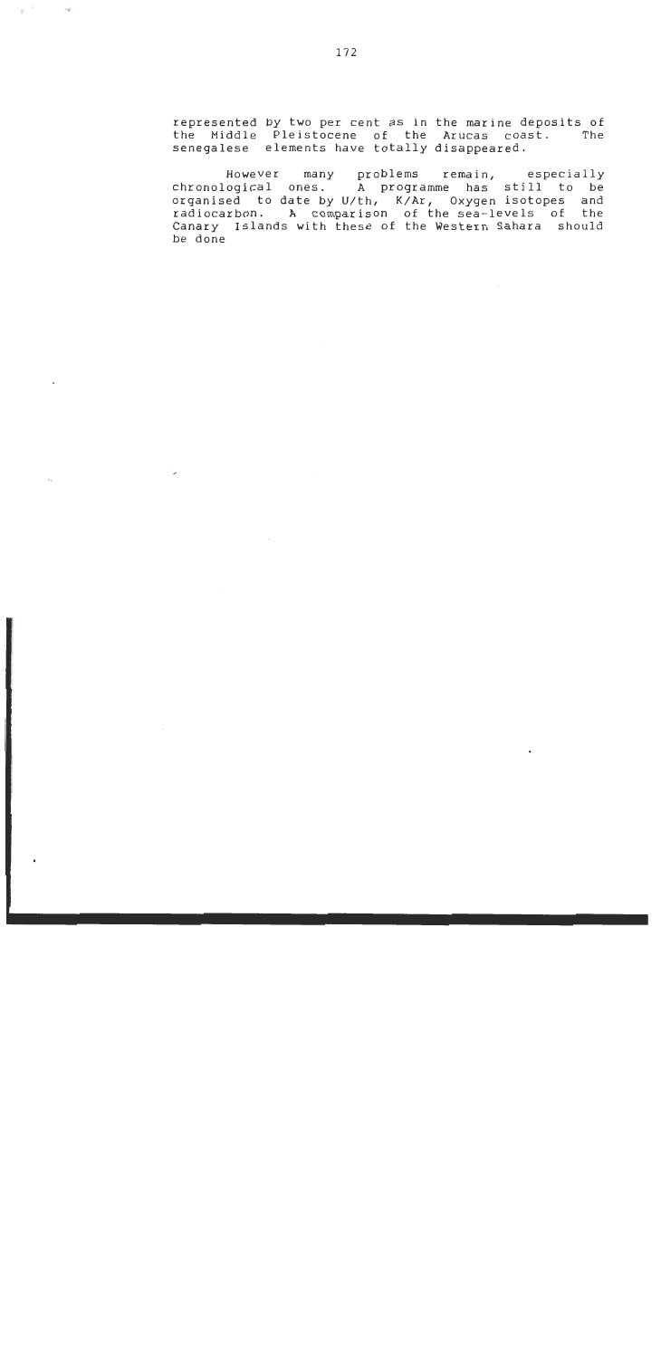represented by two per cent as in the marine deposits of the Middle Pleistocene of the Arucas coast. The senegalese elements have totally disappeared.

However many problems remain, especially chronological ones. A programme has still to be organised to date by U/th, K/Ar, Oxygen isotopes and radiocarbon. A comparison of the sea-levels of the Canary Islands with these of the Western Sahara should be done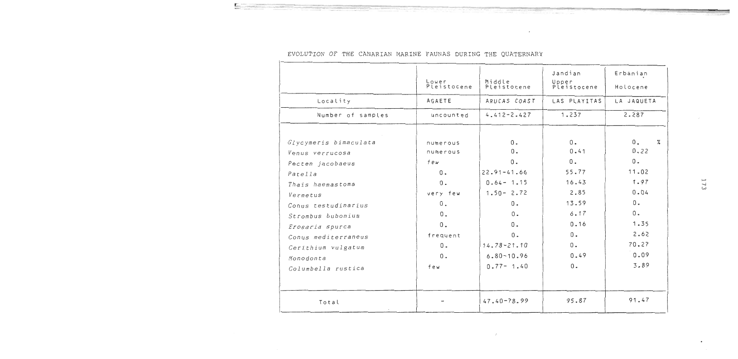EVOLUTION OF THE CANARIAN MARINE FAUNAS DURING THE QUATERNARY

| | Lower Pleistocene | Middle Pleistocene | Jandian Upper Pleistocene | Erbanian Holocene |
|---|---|---|---|---|
| Locality | AGAETE | ARUCAS COAST | LAS PLAYITAS | LA JAQUETA |
| Number of samples | uncounted | 4.412-2.427 | 1.237 | 2.287 |
| *Glycymeris bimaculata* | numerous | 0. | 0. | 0. % |
| *Venus verrucosa* | numerous | 0. | 0.41 | 0.22 |
| *Pecten jacobaeus* | few | 0. | 0. | 0. |
| *Patella* | 0. | 22.91-41.66 | 55.77 | 11.02 |
| *Thais haemastoma* | 0. | 0.64- 1.15 | 16.43 | 1.97 |
| *Vermetus* | very few | 1.50- 2.72 | 2.85 | 0.04 |
| *Conus testudinarius* | 0. | 0. | 13.59 | 0. |
| *Strombus bubonius* | 0. | 0. | 6.17 | 0. |
| *Erosaria spurca* | 0. | 0. | 0.16 | 1.35 |
| *Conus mediterraneus* | frequent | 0. | 0. | 2.62 |
| *Cerithium vulgatum* | 0. | 14.78-21.10 | 0. | 70.27 |
| *Monodonta* | 0. | 6.80-10.96 | 0.49 | 0.09 |
| *Columbella rustica* | few | 0.77- 1.40 | 0. | 3.89 |
| Total | - | 47.40-78.99 | 95.87 | 91.47 |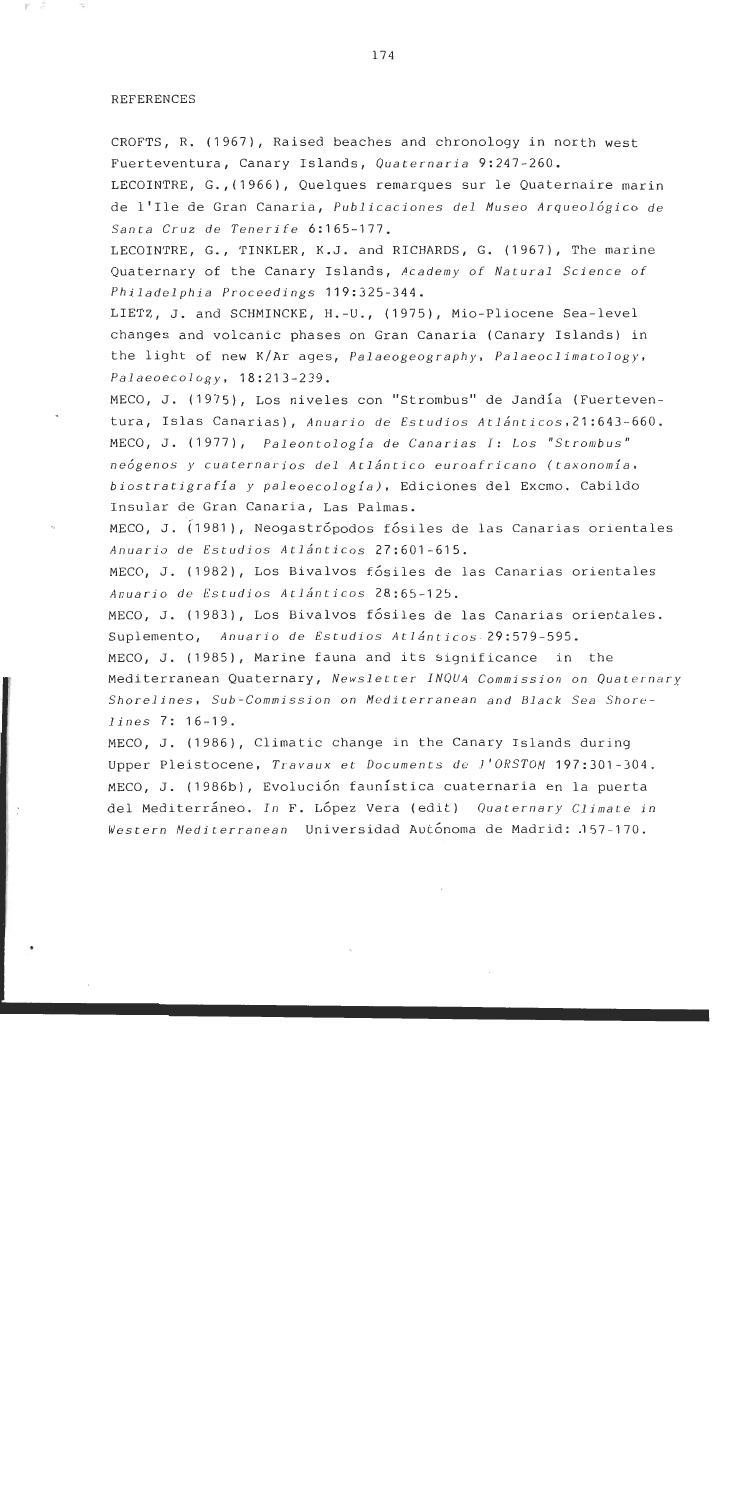## REFERENCES

CROFTS, R. (1967), Raised beaches and chronology in north west Fuerteventura, Canary Islands, *Quaternaria* 9:247-260.

LECOINTRE, G.,(1966), Quelques remarques sur le Quaternaire marin de l'Ile de Gran Canaria, *Publicaciones del Museo Arqueológico de Santa Cruz de Tenerife* 6:165-177.

LECOINTRE, G., TINKLER, K.J. and RICHARDS, G. (1967), The marine Quaternary of the Canary Islands, *Academy of Natural Science of Philadelphia Proceedings* 119:325-344.

LIETZ, J. and SCHMINCKE, H.-U., (1975), Mio-Pliocene Sea-level changes and volcanic phases on Gran Canaria (Canary Islands) in the light of new K/Ar ages, *Palaeogeography, Palaeoclimatology, Palaeoecology*, 18:213-239.

MECO, J. (1975), Los niveles con "Strombus" de Jandía (Fuerteventura, Islas Canarias), *Anuario de Estudios Atlánticos*,21:643-660.

MECO, J. (1977), *Paleontología de Canarias I: Los "Strombus" neógenos y cuaternarios del Atlántico euroafricano (taxonomía, biostratigrafía y paleoecología)*, Ediciones del Excmo. Cabildo Insular de Gran Canaria, Las Palmas.

MECO, J. (1981), Neogastrópodos fósiles de las Canarias orientales *Anuario de Estudios Atlánticos* 27:601-615.

MECO, J. (1982), Los Bivalvos fósiles de las Canarias orientales *Anuario de Estudios Atlánticos* 28:65-125.

MECO, J. (1983), Los Bivalvos fósiles de las Canarias orientales. Suplemento, *Anuario de Estudios Atlánticos* 29:579-595.

MECO, J. (1985), Marine fauna and its significance in the Mediterranean Quaternary, *Newsletter INQUA Commission on Quaternary Shorelines, Sub-Commission on Mediterranean and Black Sea Shorelines* 7: 16-19.

MECO, J. (1986), Climatic change in the Canary Islands during Upper Pleistocene, *Travaux et Documents de l'ORSTOM* 197:301-304.

MECO, J. (1986b), Evolución faunística cuaternaria en la puerta del Mediterráneo. *In* F. López Vera (edit) *Quaternary Climate in Western Mediterranean* Universidad Autónoma de Madrid: 157-170.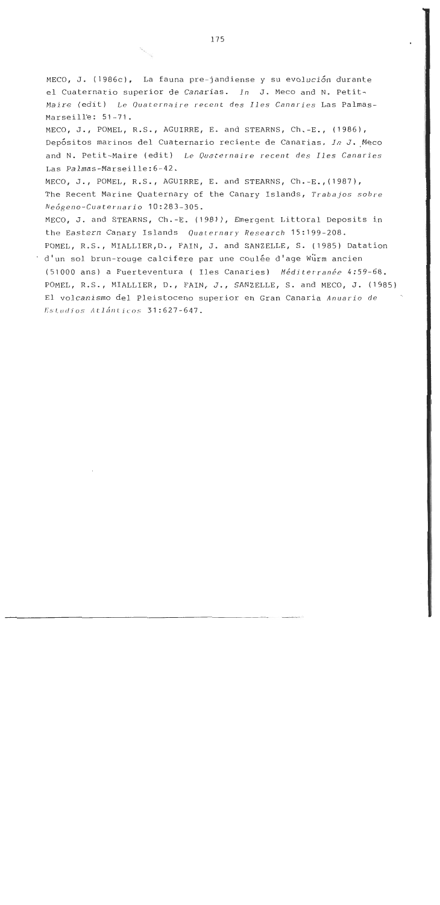MECO, J. (1986c), La fauna pre-jandiense y su evolución durante el Cuaternario superior de Canarias. *In* J. Meco and N. Petit-Maire (edit) *Le Quaternaire recent des Iles Canaries* Las Palmas-Marseille: 51-71.

MECO, J., POMEL, R.S., AGUIRRE, E. and STEARNS, Ch.-E., (1986), Depósitos marinos del Cuaternario reciente de Canarias. *In* J. Meco and N. Petit-Maire (edit) *Le Quaternaire recent des Iles Canaries* Las Palmas-Marseille:6-42.

MECO, J., POMEL, R.S., AGUIRRE, E. and STEARNS, Ch.-E.,(1987), The Recent Marine Quaternary of the Canary Islands, *Trabajos sobre Neógeno-Cuaternario* 10:283-305.

MECO, J. and STEARNS, Ch.-E. (1981), Emergent Littoral Deposits in the Eastern Canary Islands *Quaternary Research* 15:199-208.

POMEL, R.S., MIALLIER,D., FAIN, J. and SANZELLE, S. (1985) Datation d'un sol brun-rouge calcifere par une coulée d'age Würm ancien (51000 ans) a Fuerteventura ( Iles Canaries) *Méditerranée* 4:59-68.

POMEL, R.S., MIALLIER, D., FAIN, J., SANZELLE, S. and MECO, J. (1985) El volcanismo del Pleistoceno superior en Gran Canaria *Anuario de Estudios Atlánticos* 31:627-647.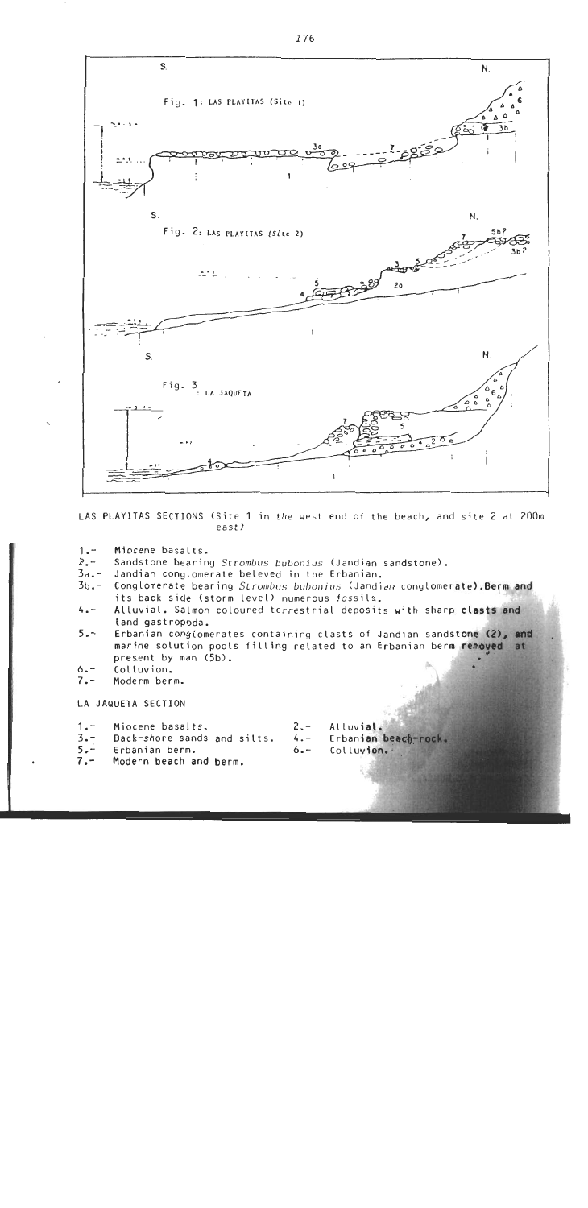LAS PLAYITAS SECTIONS (Site 1 in the west end of the beach, and site 2 at 200m east)

1.- Miocene basalts.
2.- Sandstone bearing *Strombus bubonius* (Jandian sandstone).
3a.- Jandian conglomerate beleved in the Erbanian.
3b.- Conglomerate bearing *Strombus bubonius* (Jandian conglomerate). Berm and its back side (storm level) numerous fossils.
4.- Alluvial. Salmon coloured terrestrial deposits with sharp clasts and land gastropoda.
5.- Erbanian conglomerates containing clasts of Jandian sandstone (2), and marine solution pools filling related to an Erbanian berm removed at present by man (5b).
6.- Colluvion.
7.- Moderm berm.

LA JAQUETA SECTION

1.- Miocene basalts.
2.- Alluvial.
3.- Back-shore sands and silts.
4.- Erbanian beach-rock.
5.- Erbanian berm.
6.- Colluvion.
7.- Modern beach and berm.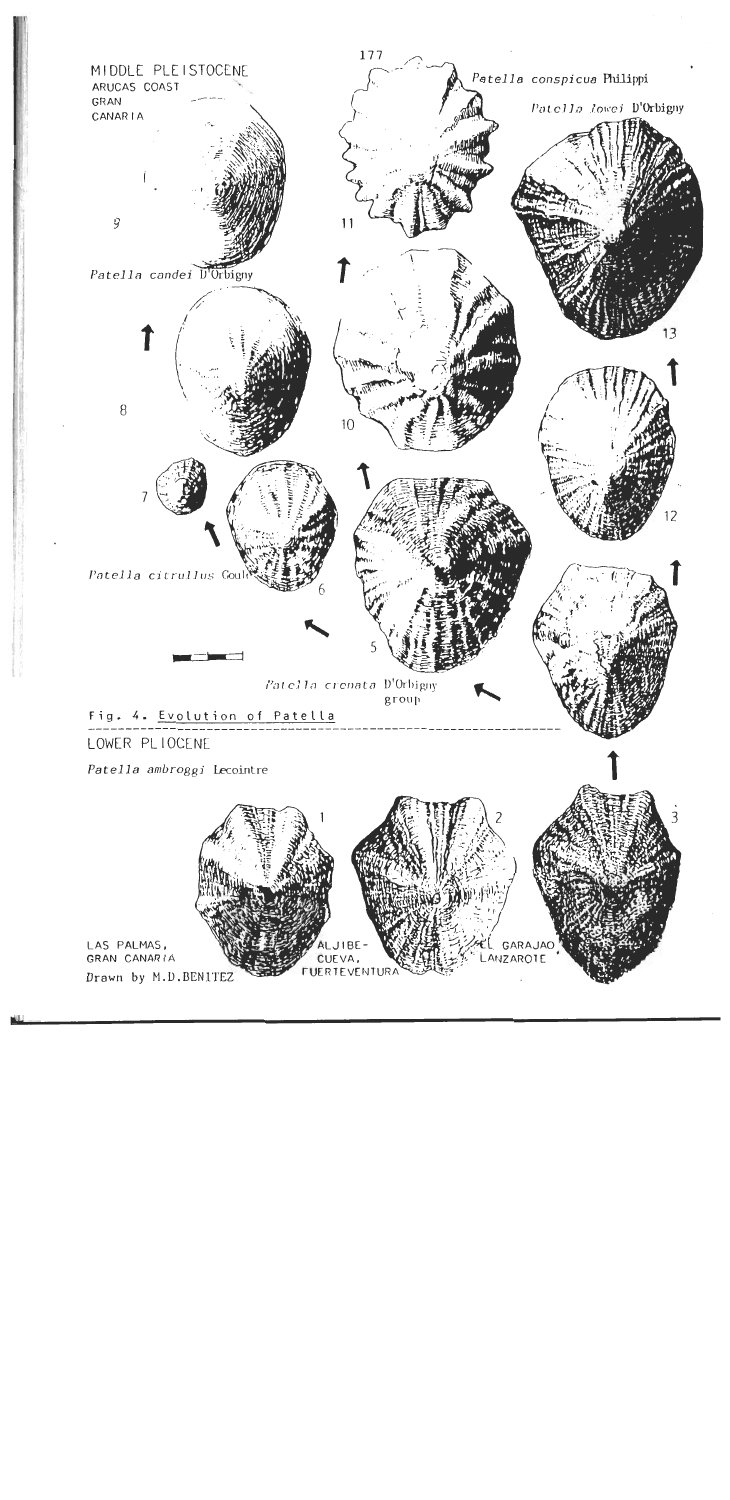MIDDLE PLEISTOCENE
ARUCAS COAST
GRAN
CANARIA

*Patella conspicua* Philippi

*Patella lowei* D'Orbigny

9

11

13

*Patella candei* D'Orbigny

8

10

12

7

*Patella citrullus* Gould

6

5

*Patella crenata* D'Orbigny
group

Fig. 4. Evolution of Patella

LOWER PLIOCENE

*Patella ambroggi* Lecointre

1

2

3

LAS PALMAS,
GRAN CANARIA

ALJIBE-
CUEVA,
FUERTEVENTURA

EL GARAJAO
LANZAROTE

Drawn by M.D.BENITEZ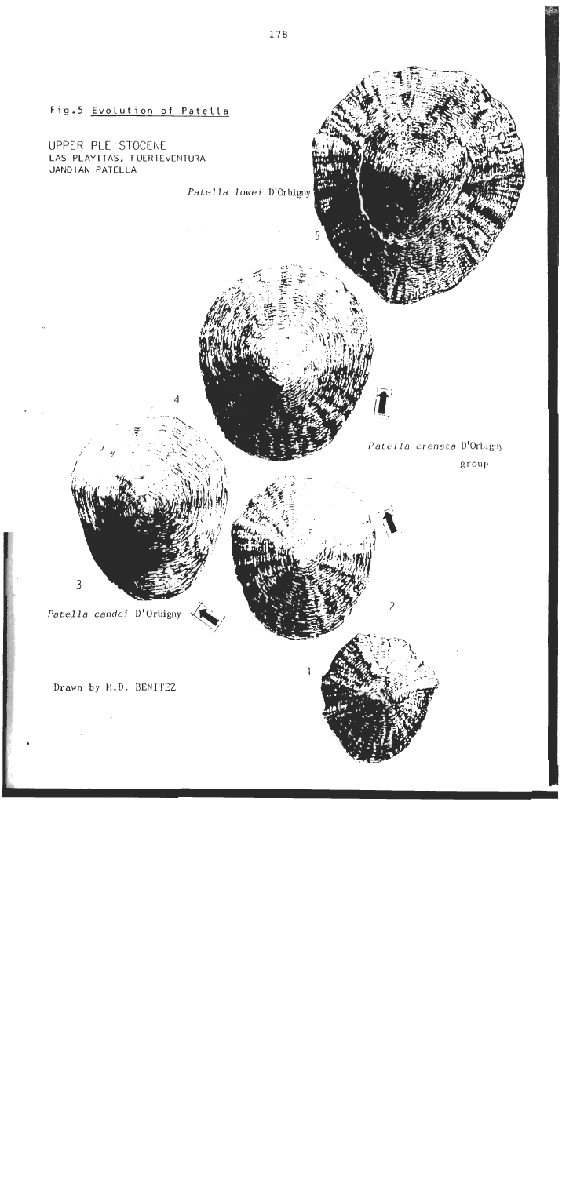Fig.5 Evolution of Patella

UPPER PLEISTOCENE
LAS PLAYITAS, FUERTEVENTURA
JANDIAN PATELLA

*Patella lowei* D'Orbigny

5

4

*Patella crenata* D'Orbigny group

3

2

*Patella candei* D'Orbigny

1

Drawn by M.D. BENITEZ